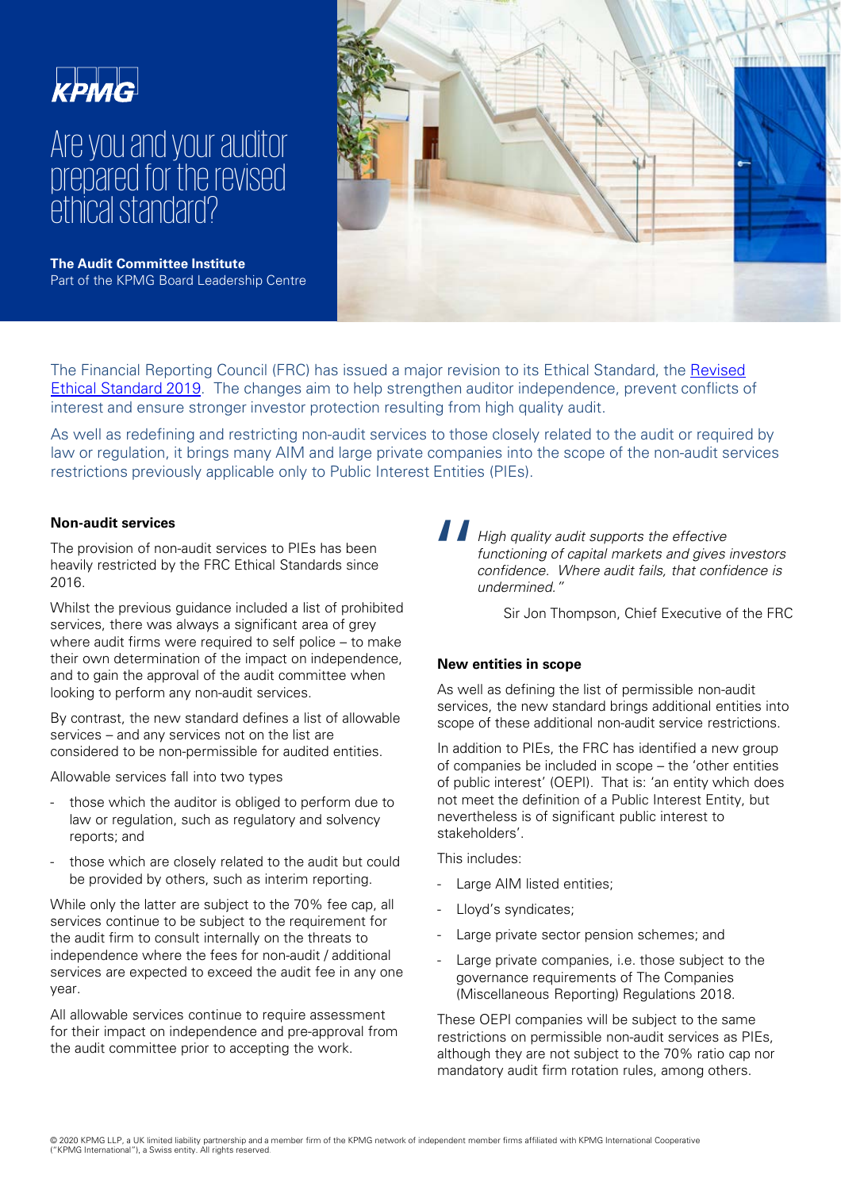KPMG

# Are you and your auditor prepared for the revised ethical standard?

**The Audit Committee Institute**
Part of the KPMG Board Leadership Centre

The Financial Reporting Council (FRC) has issued a major revision to its Ethical Standard, the Revised Ethical Standard 2019. The changes aim to help strengthen auditor independence, prevent conflicts of interest and ensure stronger investor protection resulting from high quality audit.

As well as redefining and restricting non-audit services to those closely related to the audit or required by law or regulation, it brings many AIM and large private companies into the scope of the non-audit services restrictions previously applicable only to Public Interest Entities (PIEs).

**Non-audit services**

The provision of non-audit services to PIEs has been heavily restricted by the FRC Ethical Standards since 2016.

Whilst the previous guidance included a list of prohibited services, there was always a significant area of grey where audit firms were required to self police – to make their own determination of the impact on independence, and to gain the approval of the audit committee when looking to perform any non-audit services.

By contrast, the new standard defines a list of allowable services – and any services not on the list are considered to be non-permissible for audited entities.

Allowable services fall into two types

- those which the auditor is obliged to perform due to law or regulation, such as regulatory and solvency reports; and
- those which are closely related to the audit but could be provided by others, such as interim reporting.

While only the latter are subject to the 70% fee cap, all services continue to be subject to the requirement for the audit firm to consult internally on the threats to independence where the fees for non-audit / additional services are expected to exceed the audit fee in any one year.

All allowable services continue to require assessment for their impact on independence and pre-approval from the audit committee prior to accepting the work.

> *High quality audit supports the effective functioning of capital markets and gives investors confidence. Where audit fails, that confidence is undermined."*
>
> Sir Jon Thompson, Chief Executive of the FRC

**New entities in scope**

As well as defining the list of permissible non-audit services, the new standard brings additional entities into scope of these additional non-audit service restrictions.

In addition to PIEs, the FRC has identified a new group of companies be included in scope – the 'other entities of public interest' (OEPI). That is: 'an entity which does not meet the definition of a Public Interest Entity, but nevertheless is of significant public interest to stakeholders'.

This includes:

- Large AIM listed entities;
- Lloyd's syndicates;
- Large private sector pension schemes; and
- Large private companies, i.e. those subject to the governance requirements of The Companies (Miscellaneous Reporting) Regulations 2018.

These OEPI companies will be subject to the same restrictions on permissible non-audit services as PIEs, although they are not subject to the 70% ratio cap nor mandatory audit firm rotation rules, among others.

© 2020 KPMG LLP, a UK limited liability partnership and a member firm of the KPMG network of independent member firms affiliated with KPMG International Cooperative ("KPMG International"), a Swiss entity. All rights reserved.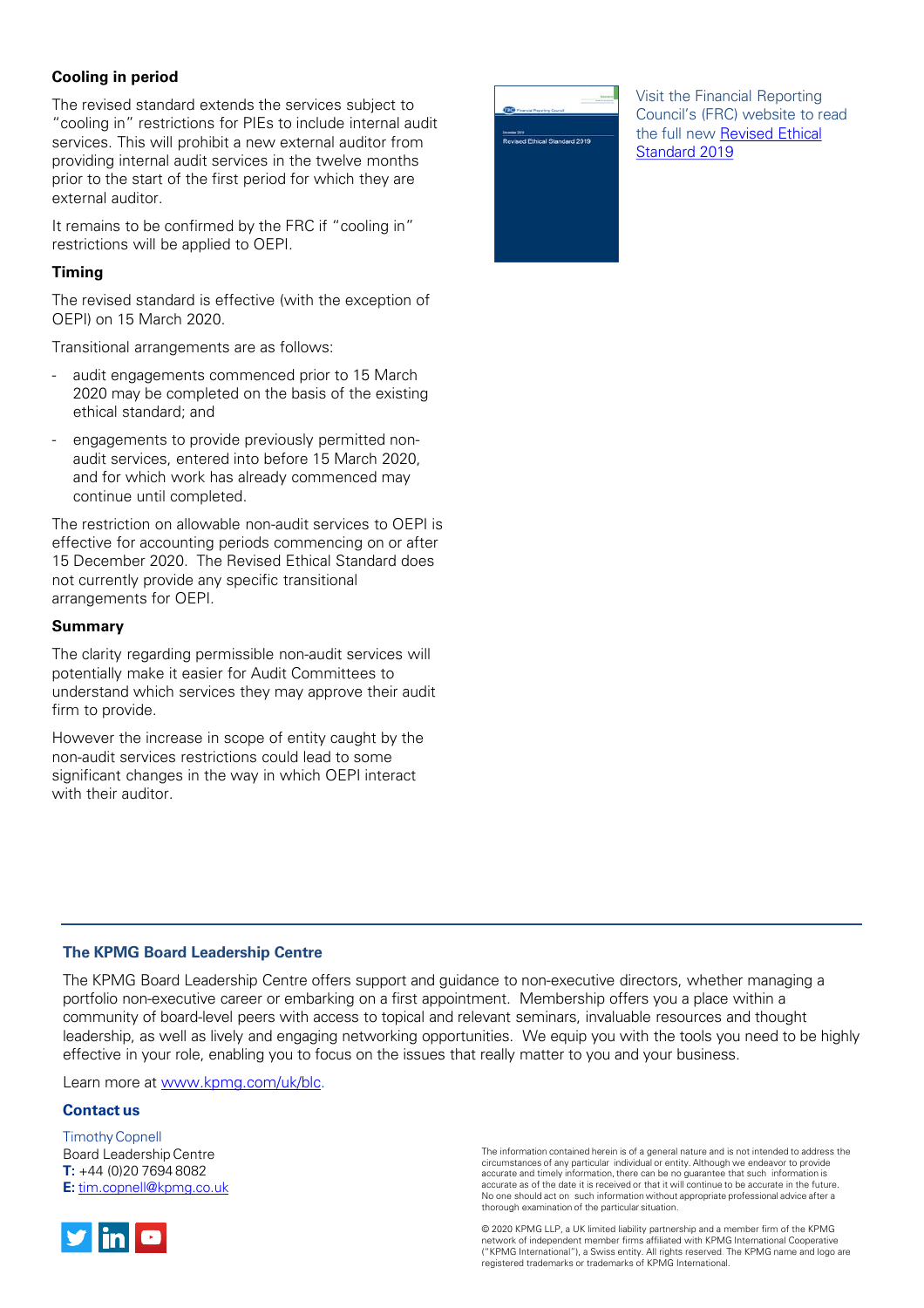### Cooling in period

The revised standard extends the services subject to "cooling in" restrictions for PIEs to include internal audit services. This will prohibit a new external auditor from providing internal audit services in the twelve months prior to the start of the first period for which they are external auditor.

It remains to be confirmed by the FRC if "cooling in" restrictions will be applied to OEPI.

### Timing

The revised standard is effective (with the exception of OEPI) on 15 March 2020.

Transitional arrangements are as follows:

- audit engagements commenced prior to 15 March 2020 may be completed on the basis of the existing ethical standard; and
- engagements to provide previously permitted non-audit services, entered into before 15 March 2020, and for which work has already commenced may continue until completed.

The restriction on allowable non-audit services to OEPI is effective for accounting periods commencing on or after 15 December 2020. The Revised Ethical Standard does not currently provide any specific transitional arrangements for OEPI.

### Summary

The clarity regarding permissible non-audit services will potentially make it easier for Audit Committees to understand which services they may approve their audit firm to provide.

However the increase in scope of entity caught by the non-audit services restrictions could lead to some significant changes in the way in which OEPI interact with their auditor.

Visit the Financial Reporting Council's (FRC) website to read the full new Revised Ethical Standard 2019

---

### The KPMG Board Leadership Centre

The KPMG Board Leadership Centre offers support and guidance to non-executive directors, whether managing a portfolio non-executive career or embarking on a first appointment. Membership offers you a place within a community of board-level peers with access to topical and relevant seminars, invaluable resources and thought leadership, as well as lively and engaging networking opportunities. We equip you with the tools you need to be highly effective in your role, enabling you to focus on the issues that really matter to you and your business.

Learn more at www.kpmg.com/uk/blc.

### Contact us

Timothy Copnell
Board Leadership Centre
**T:** +44 (0)20 7694 8082
**E:** tim.copnell@kpmg.co.uk

The information contained herein is of a general nature and is not intended to address the circumstances of any particular individual or entity. Although we endeavor to provide accurate and timely information, there can be no guarantee that such information is accurate as of the date it is received or that it will continue to be accurate in the future. No one should act on such information without appropriate professional advice after a thorough examination of the particular situation.

© 2020 KPMG LLP, a UK limited liability partnership and a member firm of the KPMG network of independent member firms affiliated with KPMG International Cooperative ("KPMG International"), a Swiss entity. All rights reserved. The KPMG name and logo are registered trademarks or trademarks of KPMG International.